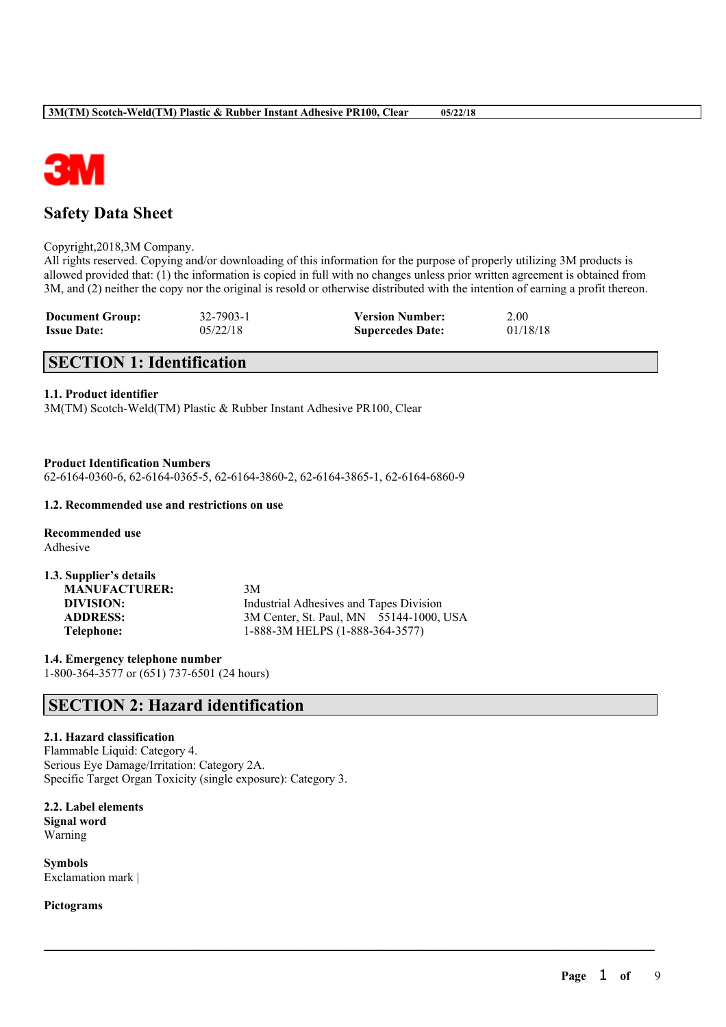# Safety Data Sheet

Copyright,2018,3M Company.
All rights reserved. Copying and/or downloading of this information for the purpose of properly utilizing 3M products is allowed provided that: (1) the information is copied in full with no changes unless prior written agreement is obtained from 3M, and (2) neither the copy nor the original is resold or otherwise distributed with the intention of earning a profit thereon.

| **Document Group:** | 32-7903-1 | **Version Number:** | 2.00 |
|---|---|---|---|
| **Issue Date:** | 05/22/18 | **Supercedes Date:** | 01/18/18 |

## SECTION 1: Identification

**1.1. Product identifier**
3M(TM) Scotch-Weld(TM) Plastic & Rubber Instant Adhesive PR100, Clear

**Product Identification Numbers**
62-6164-0360-6, 62-6164-0365-5, 62-6164-3860-2, 62-6164-3865-1, 62-6164-6860-9

**1.2. Recommended use and restrictions on use**

**Recommended use**
Adhesive

**1.3. Supplier's details**

| | |
|---|---|
| **MANUFACTURER:** | 3M |
| **DIVISION:** | Industrial Adhesives and Tapes Division |
| **ADDRESS:** | 3M Center, St. Paul, MN 55144-1000, USA |
| **Telephone:** | 1-888-3M HELPS (1-888-364-3577) |

**1.4. Emergency telephone number**
1-800-364-3577 or (651) 737-6501 (24 hours)

## SECTION 2: Hazard identification

**2.1. Hazard classification**
Flammable Liquid: Category 4.
Serious Eye Damage/Irritation: Category 2A.
Specific Target Organ Toxicity (single exposure): Category 3.

**2.2. Label elements**
**Signal word**
Warning

**Symbols**
Exclamation mark |

**Pictograms**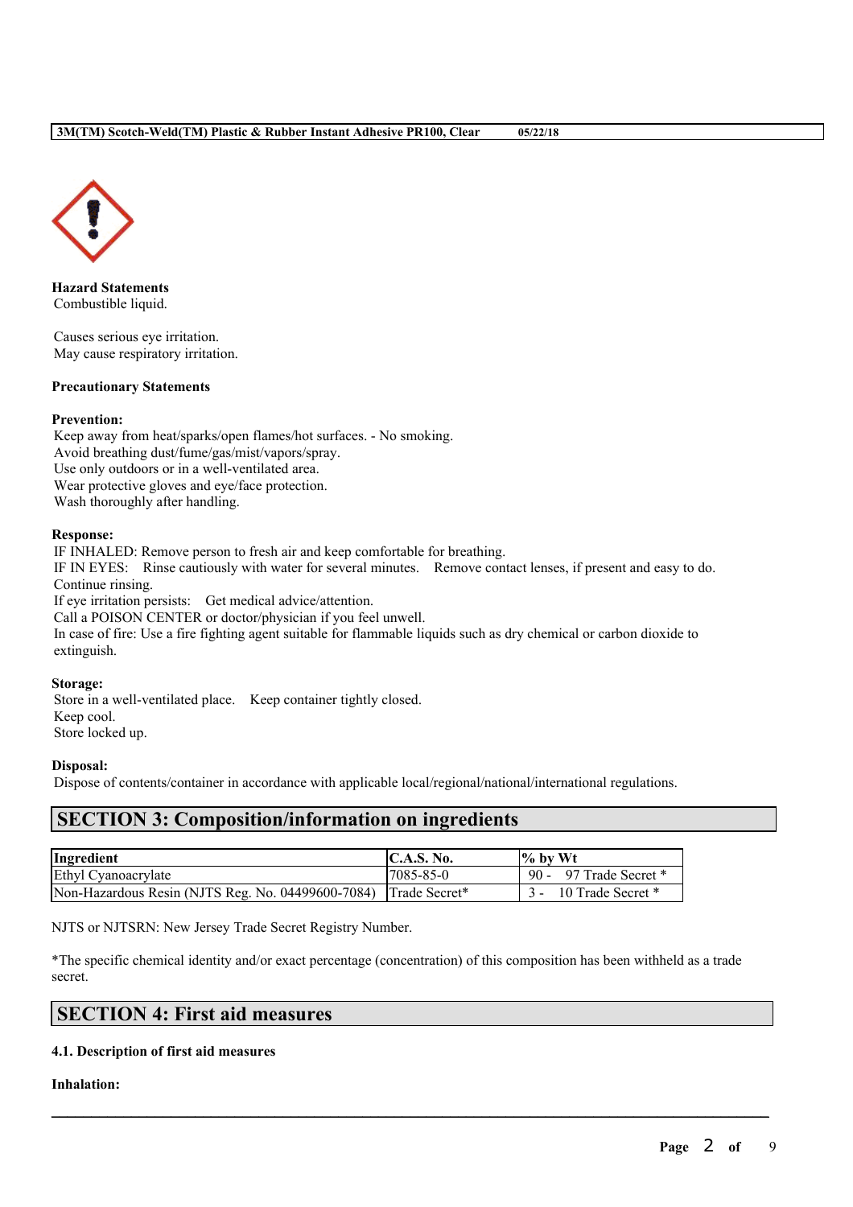**Hazard Statements**

Combustible liquid.

Causes serious eye irritation.
May cause respiratory irritation.

**Precautionary Statements**

**Prevention:**

Keep away from heat/sparks/open flames/hot surfaces. - No smoking.
Avoid breathing dust/fume/gas/mist/vapors/spray.
Use only outdoors or in a well-ventilated area.
Wear protective gloves and eye/face protection.
Wash thoroughly after handling.

**Response:**

IF INHALED: Remove person to fresh air and keep comfortable for breathing.
IF IN EYES: Rinse cautiously with water for several minutes. Remove contact lenses, if present and easy to do. Continue rinsing.
If eye irritation persists: Get medical advice/attention.
Call a POISON CENTER or doctor/physician if you feel unwell.
In case of fire: Use a fire fighting agent suitable for flammable liquids such as dry chemical or carbon dioxide to extinguish.

**Storage:**

Store in a well-ventilated place. Keep container tightly closed.
Keep cool.
Store locked up.

**Disposal:**

Dispose of contents/container in accordance with applicable local/regional/national/international regulations.

## SECTION 3: Composition/information on ingredients

| Ingredient | C.A.S. No. | % by Wt |
|---|---|---|
| Ethyl Cyanoacrylate | 7085-85-0 | 90 - 97 Trade Secret * |
| Non-Hazardous Resin (NJTS Reg. No. 04499600-7084) | Trade Secret* | 3 - 10 Trade Secret * |

NJTS or NJTSRN: New Jersey Trade Secret Registry Number.

*The specific chemical identity and/or exact percentage (concentration) of this composition has been withheld as a trade secret.

## SECTION 4: First aid measures

### 4.1. Description of first aid measures

**Inhalation:**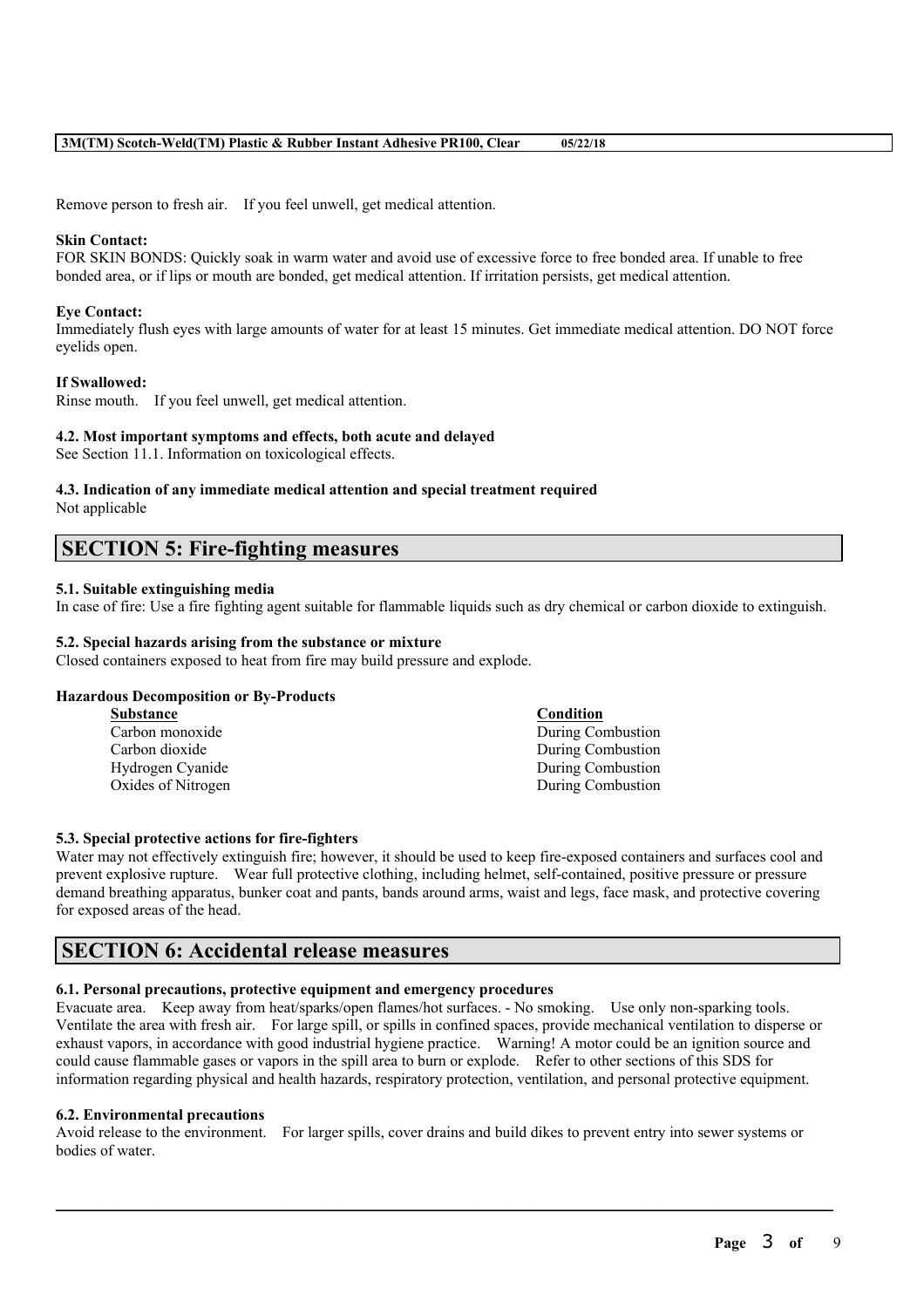Remove person to fresh air. If you feel unwell, get medical attention.

**Skin Contact:**
FOR SKIN BONDS: Quickly soak in warm water and avoid use of excessive force to free bonded area. If unable to free bonded area, or if lips or mouth are bonded, get medical attention. If irritation persists, get medical attention.

**Eye Contact:**
Immediately flush eyes with large amounts of water for at least 15 minutes. Get immediate medical attention. DO NOT force eyelids open.

**If Swallowed:**
Rinse mouth. If you feel unwell, get medical attention.

**4.2. Most important symptoms and effects, both acute and delayed**
See Section 11.1. Information on toxicological effects.

**4.3. Indication of any immediate medical attention and special treatment required**
Not applicable

## SECTION 5: Fire-fighting measures

**5.1. Suitable extinguishing media**
In case of fire: Use a fire fighting agent suitable for flammable liquids such as dry chemical or carbon dioxide to extinguish.

**5.2. Special hazards arising from the substance or mixture**
Closed containers exposed to heat from fire may build pressure and explode.

**Hazardous Decomposition or By-Products**

| Substance | Condition |
|---|---|
| Carbon monoxide | During Combustion |
| Carbon dioxide | During Combustion |
| Hydrogen Cyanide | During Combustion |
| Oxides of Nitrogen | During Combustion |

**5.3. Special protective actions for fire-fighters**
Water may not effectively extinguish fire; however, it should be used to keep fire-exposed containers and surfaces cool and prevent explosive rupture. Wear full protective clothing, including helmet, self-contained, positive pressure or pressure demand breathing apparatus, bunker coat and pants, bands around arms, waist and legs, face mask, and protective covering for exposed areas of the head.

## SECTION 6: Accidental release measures

**6.1. Personal precautions, protective equipment and emergency procedures**
Evacuate area. Keep away from heat/sparks/open flames/hot surfaces. - No smoking. Use only non-sparking tools. Ventilate the area with fresh air. For large spill, or spills in confined spaces, provide mechanical ventilation to disperse or exhaust vapors, in accordance with good industrial hygiene practice. Warning! A motor could be an ignition source and could cause flammable gases or vapors in the spill area to burn or explode. Refer to other sections of this SDS for information regarding physical and health hazards, respiratory protection, ventilation, and personal protective equipment.

**6.2. Environmental precautions**
Avoid release to the environment. For larger spills, cover drains and build dikes to prevent entry into sewer systems or bodies of water.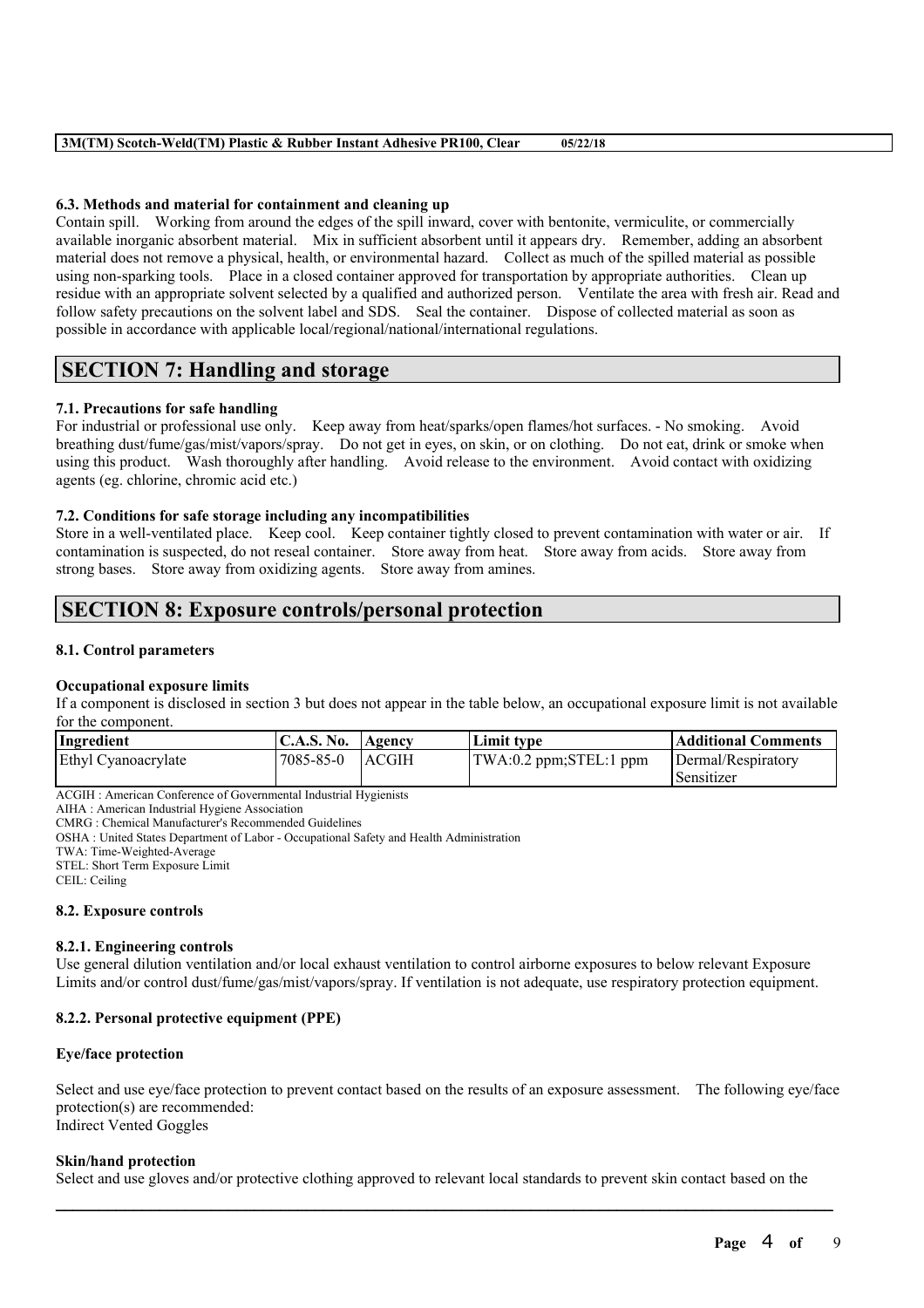### 6.3. Methods and material for containment and cleaning up

Contain spill. Working from around the edges of the spill inward, cover with bentonite, vermiculite, or commercially available inorganic absorbent material. Mix in sufficient absorbent until it appears dry. Remember, adding an absorbent material does not remove a physical, health, or environmental hazard. Collect as much of the spilled material as possible using non-sparking tools. Place in a closed container approved for transportation by appropriate authorities. Clean up residue with an appropriate solvent selected by a qualified and authorized person. Ventilate the area with fresh air. Read and follow safety precautions on the solvent label and SDS. Seal the container. Dispose of collected material as soon as possible in accordance with applicable local/regional/national/international regulations.

## SECTION 7: Handling and storage

### 7.1. Precautions for safe handling

For industrial or professional use only. Keep away from heat/sparks/open flames/hot surfaces. - No smoking. Avoid breathing dust/fume/gas/mist/vapors/spray. Do not get in eyes, on skin, or on clothing. Do not eat, drink or smoke when using this product. Wash thoroughly after handling. Avoid release to the environment. Avoid contact with oxidizing agents (eg. chlorine, chromic acid etc.)

### 7.2. Conditions for safe storage including any incompatibilities

Store in a well-ventilated place. Keep cool. Keep container tightly closed to prevent contamination with water or air. If contamination is suspected, do not reseal container. Store away from heat. Store away from acids. Store away from strong bases. Store away from oxidizing agents. Store away from amines.

## SECTION 8: Exposure controls/personal protection

### 8.1. Control parameters

**Occupational exposure limits**

If a component is disclosed in section 3 but does not appear in the table below, an occupational exposure limit is not available for the component.

| Ingredient | C.A.S. No. | Agency | Limit type | Additional Comments |
|---|---|---|---|---|
| Ethyl Cyanoacrylate | 7085-85-0 | ACGIH | TWA:0.2 ppm;STEL:1 ppm | Dermal/Respiratory Sensitizer |

ACGIH : American Conference of Governmental Industrial Hygienists
AIHA : American Industrial Hygiene Association
CMRG : Chemical Manufacturer's Recommended Guidelines
OSHA : United States Department of Labor - Occupational Safety and Health Administration
TWA: Time-Weighted-Average
STEL: Short Term Exposure Limit
CEIL: Ceiling

### 8.2. Exposure controls

#### 8.2.1. Engineering controls

Use general dilution ventilation and/or local exhaust ventilation to control airborne exposures to below relevant Exposure Limits and/or control dust/fume/gas/mist/vapors/spray. If ventilation is not adequate, use respiratory protection equipment.

#### 8.2.2. Personal protective equipment (PPE)

**Eye/face protection**

Select and use eye/face protection to prevent contact based on the results of an exposure assessment. The following eye/face protection(s) are recommended:
Indirect Vented Goggles

**Skin/hand protection**

Select and use gloves and/or protective clothing approved to relevant local standards to prevent skin contact based on the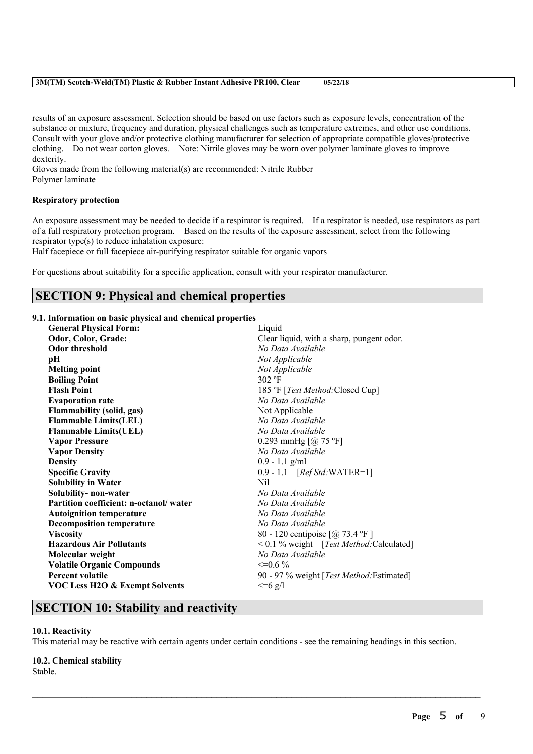results of an exposure assessment. Selection should be based on use factors such as exposure levels, concentration of the substance or mixture, frequency and duration, physical challenges such as temperature extremes, and other use conditions. Consult with your glove and/or protective clothing manufacturer for selection of appropriate compatible gloves/protective clothing. Do not wear cotton gloves. Note: Nitrile gloves may be worn over polymer laminate gloves to improve dexterity.
Gloves made from the following material(s) are recommended: Nitrile Rubber
Polymer laminate

**Respiratory protection**

An exposure assessment may be needed to decide if a respirator is required. If a respirator is needed, use respirators as part of a full respiratory protection program. Based on the results of the exposure assessment, select from the following respirator type(s) to reduce inhalation exposure:
Half facepiece or full facepiece air-purifying respirator suitable for organic vapors

For questions about suitability for a specific application, consult with your respirator manufacturer.

## SECTION 9: Physical and chemical properties

**9.1. Information on basic physical and chemical properties**

| | |
|---|---|
| **General Physical Form:** | Liquid |
| **Odor, Color, Grade:** | Clear liquid, with a sharp, pungent odor. |
| **Odor threshold** | *No Data Available* |
| **pH** | *Not Applicable* |
| **Melting point** | *Not Applicable* |
| **Boiling Point** | 302 ºF |
| **Flash Point** | 185 ºF [*Test Method:*Closed Cup] |
| **Evaporation rate** | *No Data Available* |
| **Flammability (solid, gas)** | Not Applicable |
| **Flammable Limits(LEL)** | *No Data Available* |
| **Flammable Limits(UEL)** | *No Data Available* |
| **Vapor Pressure** | 0.293 mmHg [@ 75 ºF] |
| **Vapor Density** | *No Data Available* |
| **Density** | 0.9 - 1.1 g/ml |
| **Specific Gravity** | 0.9 - 1.1 [*Ref Std:*WATER=1] |
| **Solubility in Water** | Nil |
| **Solubility- non-water** | *No Data Available* |
| **Partition coefficient: n-octanol/ water** | *No Data Available* |
| **Autoignition temperature** | *No Data Available* |
| **Decomposition temperature** | *No Data Available* |
| **Viscosity** | 80 - 120 centipoise [@ 73.4 ºF ] |
| **Hazardous Air Pollutants** | < 0.1 % weight [*Test Method:*Calculated] |
| **Molecular weight** | *No Data Available* |
| **Volatile Organic Compounds** | <=0.6 % |
| **Percent volatile** | 90 - 97 % weight [*Test Method:*Estimated] |
| **VOC Less H2O & Exempt Solvents** | <=6 g/l |

## SECTION 10: Stability and reactivity

**10.1. Reactivity**
This material may be reactive with certain agents under certain conditions - see the remaining headings in this section.

**10.2. Chemical stability**
Stable.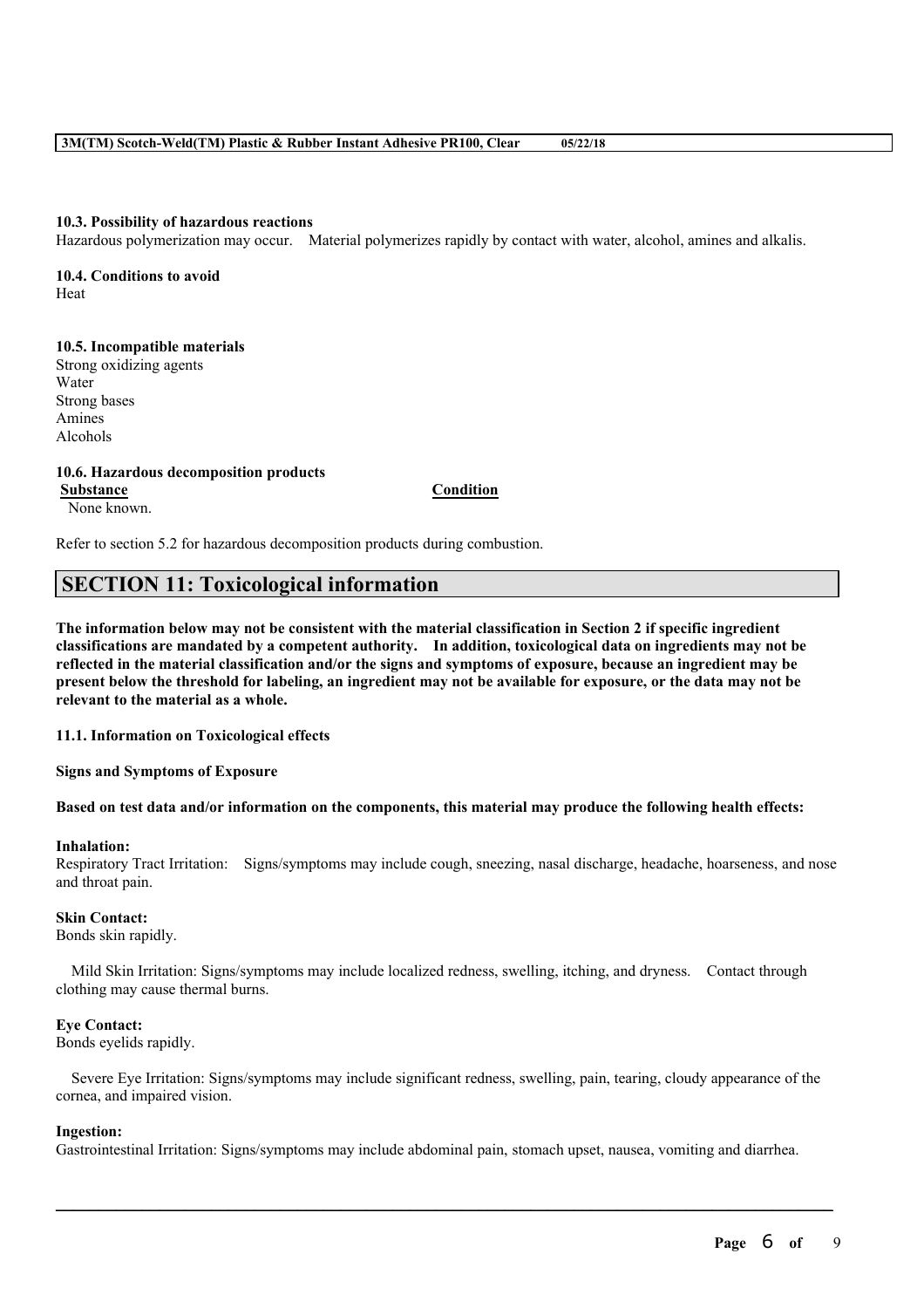### 10.3. Possibility of hazardous reactions

Hazardous polymerization may occur. Material polymerizes rapidly by contact with water, alcohol, amines and alkalis.

### 10.4. Conditions to avoid

Heat

### 10.5. Incompatible materials

Strong oxidizing agents
Water
Strong bases
Amines
Alcohols

### 10.6. Hazardous decomposition products

| Substance | Condition |
|---|---|
| None known. | |

Refer to section 5.2 for hazardous decomposition products during combustion.

## SECTION 11: Toxicological information

**The information below may not be consistent with the material classification in Section 2 if specific ingredient classifications are mandated by a competent authority. In addition, toxicological data on ingredients may not be reflected in the material classification and/or the signs and symptoms of exposure, because an ingredient may be present below the threshold for labeling, an ingredient may not be available for exposure, or the data may not be relevant to the material as a whole.**

### 11.1. Information on Toxicological effects

**Signs and Symptoms of Exposure**

**Based on test data and/or information on the components, this material may produce the following health effects:**

**Inhalation:**
Respiratory Tract Irritation: Signs/symptoms may include cough, sneezing, nasal discharge, headache, hoarseness, and nose and throat pain.

**Skin Contact:**
Bonds skin rapidly.

Mild Skin Irritation: Signs/symptoms may include localized redness, swelling, itching, and dryness. Contact through clothing may cause thermal burns.

**Eye Contact:**
Bonds eyelids rapidly.

Severe Eye Irritation: Signs/symptoms may include significant redness, swelling, pain, tearing, cloudy appearance of the cornea, and impaired vision.

**Ingestion:**
Gastrointestinal Irritation: Signs/symptoms may include abdominal pain, stomach upset, nausea, vomiting and diarrhea.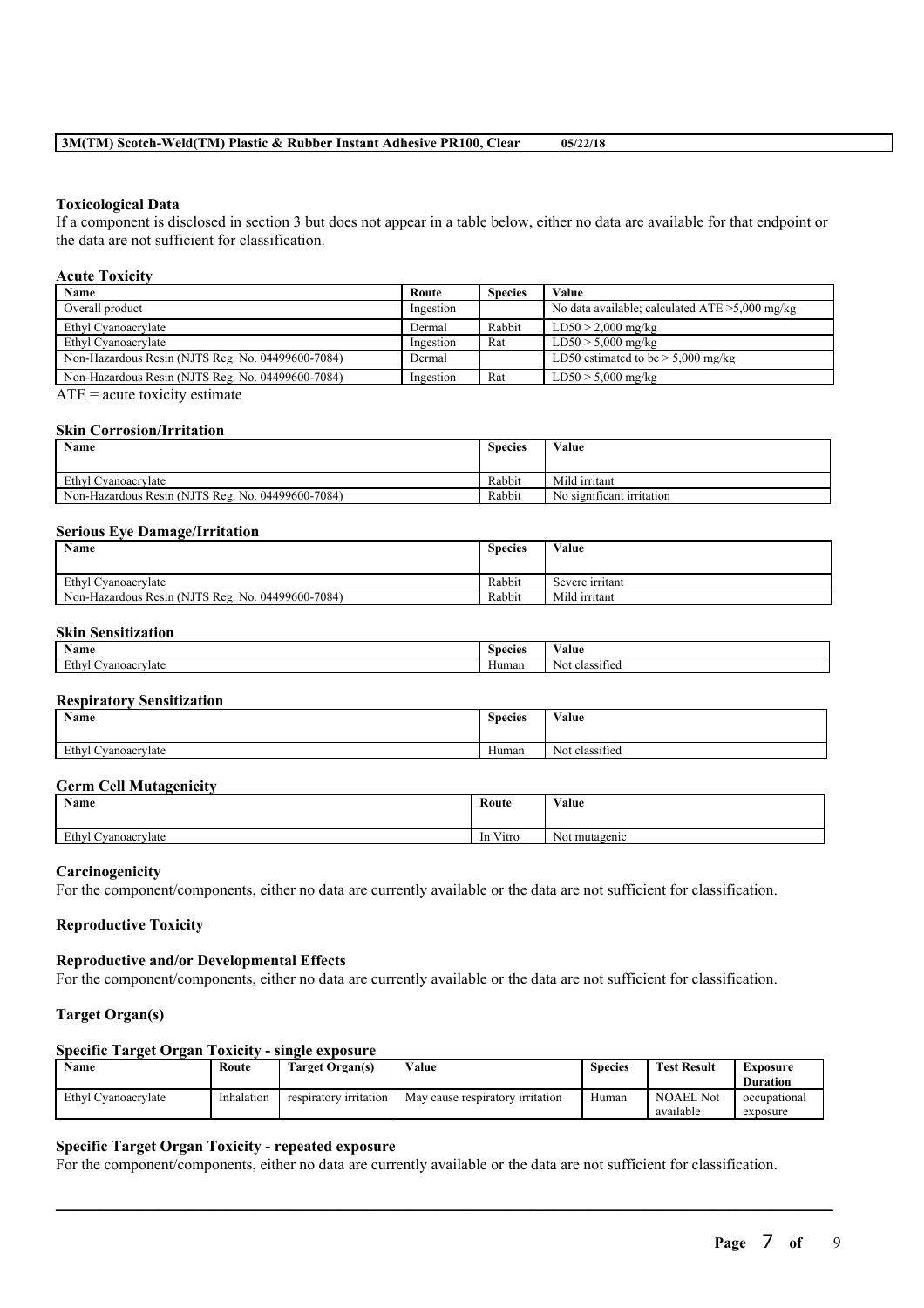### Toxicological Data

If a component is disclosed in section 3 but does not appear in a table below, either no data are available for that endpoint or the data are not sufficient for classification.

#### Acute Toxicity

| Name | Route | Species | Value |
|---|---|---|---|
| Overall product | Ingestion | | No data available; calculated ATE >5,000 mg/kg |
| Ethyl Cyanoacrylate | Dermal | Rabbit | LD50 > 2,000 mg/kg |
| Ethyl Cyanoacrylate | Ingestion | Rat | LD50 > 5,000 mg/kg |
| Non-Hazardous Resin (NJTS Reg. No. 04499600-7084) | Dermal | | LD50 estimated to be > 5,000 mg/kg |
| Non-Hazardous Resin (NJTS Reg. No. 04499600-7084) | Ingestion | Rat | LD50 > 5,000 mg/kg |

ATE = acute toxicity estimate

#### Skin Corrosion/Irritation

| Name | Species | Value |
|---|---|---|
| Ethyl Cyanoacrylate | Rabbit | Mild irritant |
| Non-Hazardous Resin (NJTS Reg. No. 04499600-7084) | Rabbit | No significant irritation |

#### Serious Eye Damage/Irritation

| Name | Species | Value |
|---|---|---|
| Ethyl Cyanoacrylate | Rabbit | Severe irritant |
| Non-Hazardous Resin (NJTS Reg. No. 04499600-7084) | Rabbit | Mild irritant |

#### Skin Sensitization

| Name | Species | Value |
|---|---|---|
| Ethyl Cyanoacrylate | Human | Not classified |

#### Respiratory Sensitization

| Name | Species | Value |
|---|---|---|
| Ethyl Cyanoacrylate | Human | Not classified |

#### Germ Cell Mutagenicity

| Name | Route | Value |
|---|---|---|
| Ethyl Cyanoacrylate | In Vitro | Not mutagenic |

#### Carcinogenicity

For the component/components, either no data are currently available or the data are not sufficient for classification.

#### Reproductive Toxicity

#### Reproductive and/or Developmental Effects

For the component/components, either no data are currently available or the data are not sufficient for classification.

#### Target Organ(s)

#### Specific Target Organ Toxicity - single exposure

| Name | Route | Target Organ(s) | Value | Species | Test Result | Exposure Duration |
|---|---|---|---|---|---|---|
| Ethyl Cyanoacrylate | Inhalation | respiratory irritation | May cause respiratory irritation | Human | NOAEL Not available | occupational exposure |

#### Specific Target Organ Toxicity - repeated exposure

For the component/components, either no data are currently available or the data are not sufficient for classification.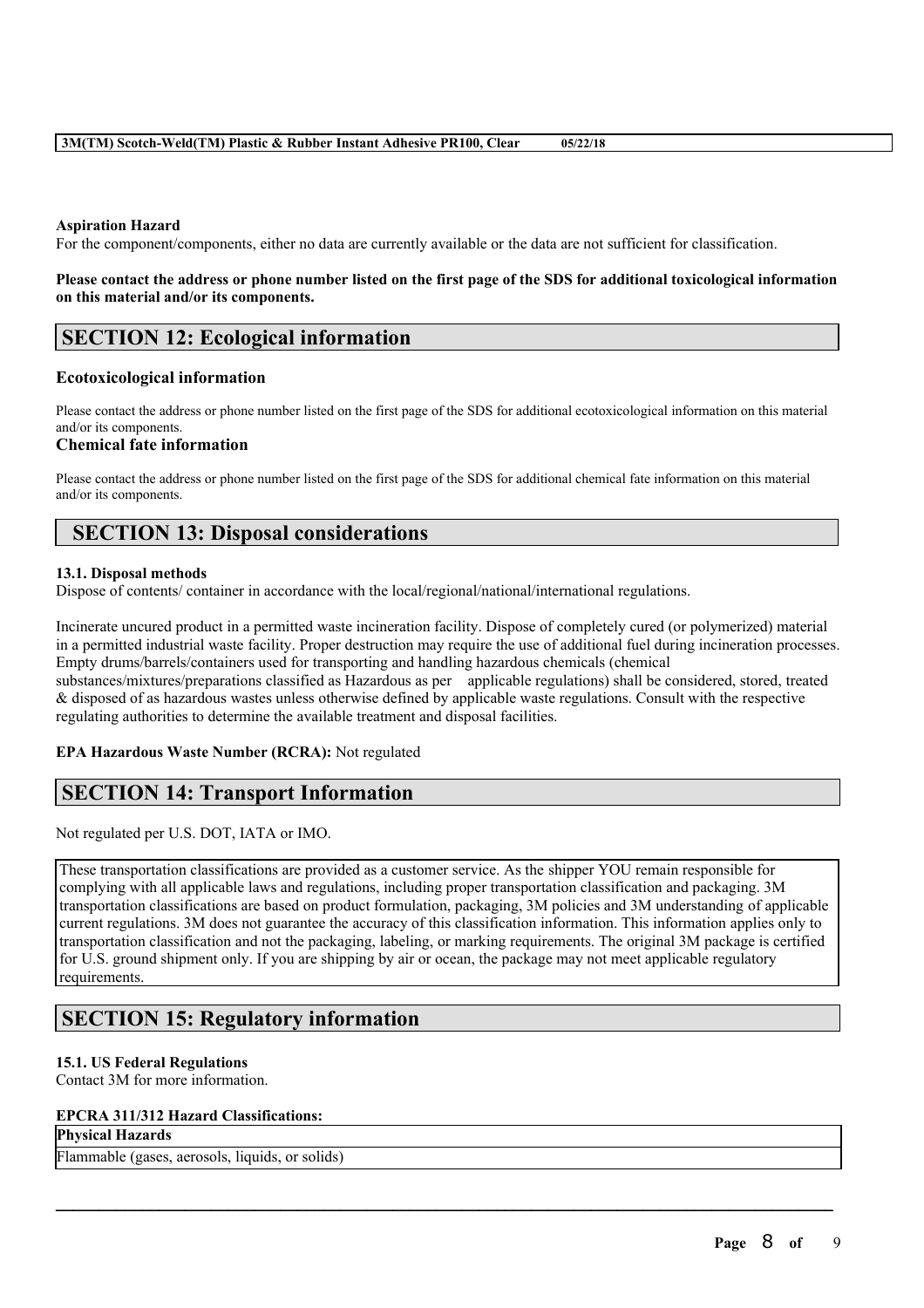**Aspiration Hazard**
For the component/components, either no data are currently available or the data are not sufficient for classification.

**Please contact the address or phone number listed on the first page of the SDS for additional toxicological information on this material and/or its components.**

## SECTION 12: Ecological information

### Ecotoxicological information

Please contact the address or phone number listed on the first page of the SDS for additional ecotoxicological information on this material and/or its components.

### Chemical fate information

Please contact the address or phone number listed on the first page of the SDS for additional chemical fate information on this material and/or its components.

## SECTION 13: Disposal considerations

**13.1. Disposal methods**
Dispose of contents/ container in accordance with the local/regional/national/international regulations.

Incinerate uncured product in a permitted waste incineration facility. Dispose of completely cured (or polymerized) material in a permitted industrial waste facility. Proper destruction may require the use of additional fuel during incineration processes. Empty drums/barrels/containers used for transporting and handling hazardous chemicals (chemical substances/mixtures/preparations classified as Hazardous as per applicable regulations) shall be considered, stored, treated & disposed of as hazardous wastes unless otherwise defined by applicable waste regulations. Consult with the respective regulating authorities to determine the available treatment and disposal facilities.

**EPA Hazardous Waste Number (RCRA):** Not regulated

## SECTION 14: Transport Information

Not regulated per U.S. DOT, IATA or IMO.

These transportation classifications are provided as a customer service. As the shipper YOU remain responsible for complying with all applicable laws and regulations, including proper transportation classification and packaging. 3M transportation classifications are based on product formulation, packaging, 3M policies and 3M understanding of applicable current regulations. 3M does not guarantee the accuracy of this classification information. This information applies only to transportation classification and not the packaging, labeling, or marking requirements. The original 3M package is certified for U.S. ground shipment only. If you are shipping by air or ocean, the package may not meet applicable regulatory requirements.

## SECTION 15: Regulatory information

**15.1. US Federal Regulations**
Contact 3M for more information.

**EPCRA 311/312 Hazard Classifications:**

| Physical Hazards |
| --- |
| Flammable (gases, aerosols, liquids, or solids) |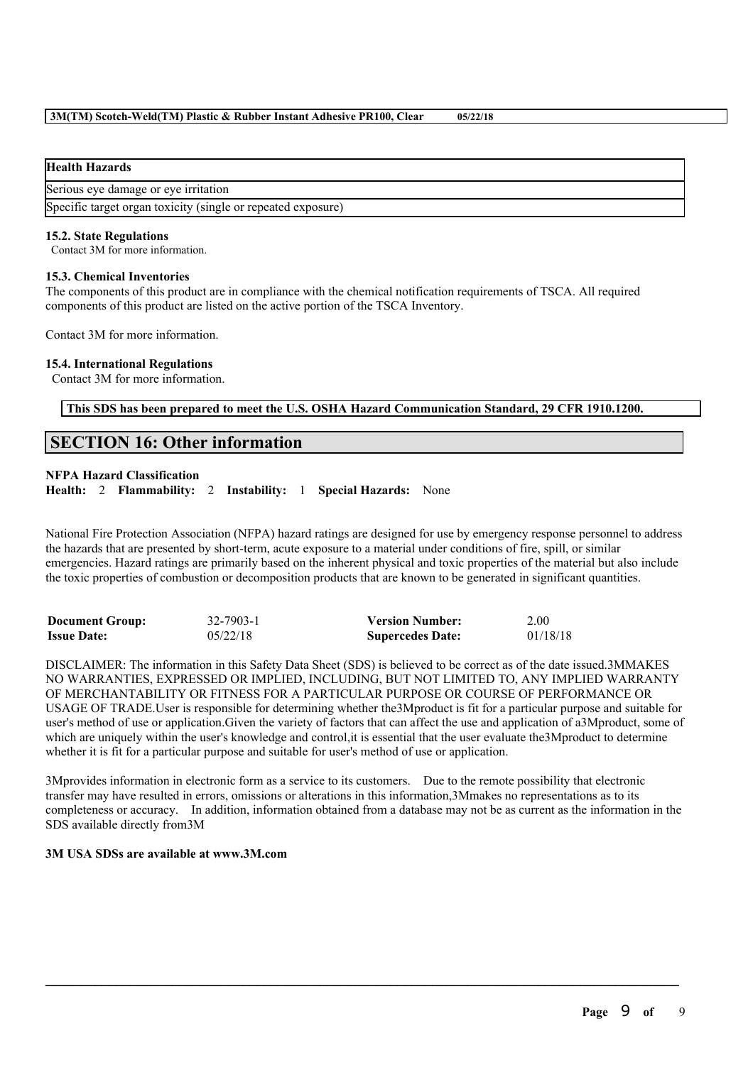| Health Hazards |
| --- |
| Serious eye damage or eye irritation |
| Specific target organ toxicity (single or repeated exposure) |

**15.2. State Regulations**

Contact 3M for more information.

**15.3. Chemical Inventories**

The components of this product are in compliance with the chemical notification requirements of TSCA. All required components of this product are listed on the active portion of the TSCA Inventory.

Contact 3M for more information.

**15.4. International Regulations**

Contact 3M for more information.

**This SDS has been prepared to meet the U.S. OSHA Hazard Communication Standard, 29 CFR 1910.1200.**

## SECTION 16: Other information

**NFPA Hazard Classification**

**Health:** 2 **Flammability:** 2 **Instability:** 1 **Special Hazards:** None

National Fire Protection Association (NFPA) hazard ratings are designed for use by emergency response personnel to address the hazards that are presented by short-term, acute exposure to a material under conditions of fire, spill, or similar emergencies. Hazard ratings are primarily based on the inherent physical and toxic properties of the material but also include the toxic properties of combustion or decomposition products that are known to be generated in significant quantities.

| | | | |
| --- | --- | --- | --- |
| **Document Group:** | 32-7903-1 | **Version Number:** | 2.00 |
| **Issue Date:** | 05/22/18 | **Supercedes Date:** | 01/18/18 |

DISCLAIMER: The information in this Safety Data Sheet (SDS) is believed to be correct as of the date issued.3MMAKES NO WARRANTIES, EXPRESSED OR IMPLIED, INCLUDING, BUT NOT LIMITED TO, ANY IMPLIED WARRANTY OF MERCHANTABILITY OR FITNESS FOR A PARTICULAR PURPOSE OR COURSE OF PERFORMANCE OR USAGE OF TRADE.User is responsible for determining whether the3Mproduct is fit for a particular purpose and suitable for user's method of use or application.Given the variety of factors that can affect the use and application of a3Mproduct, some of which are uniquely within the user's knowledge and control,it is essential that the user evaluate the3Mproduct to determine whether it is fit for a particular purpose and suitable for user's method of use or application.

3Mprovides information in electronic form as a service to its customers. Due to the remote possibility that electronic transfer may have resulted in errors, omissions or alterations in this information,3Mmakes no representations as to its completeness or accuracy. In addition, information obtained from a database may not be as current as the information in the SDS available directly from3M

**3M USA SDSs are available at www.3M.com**